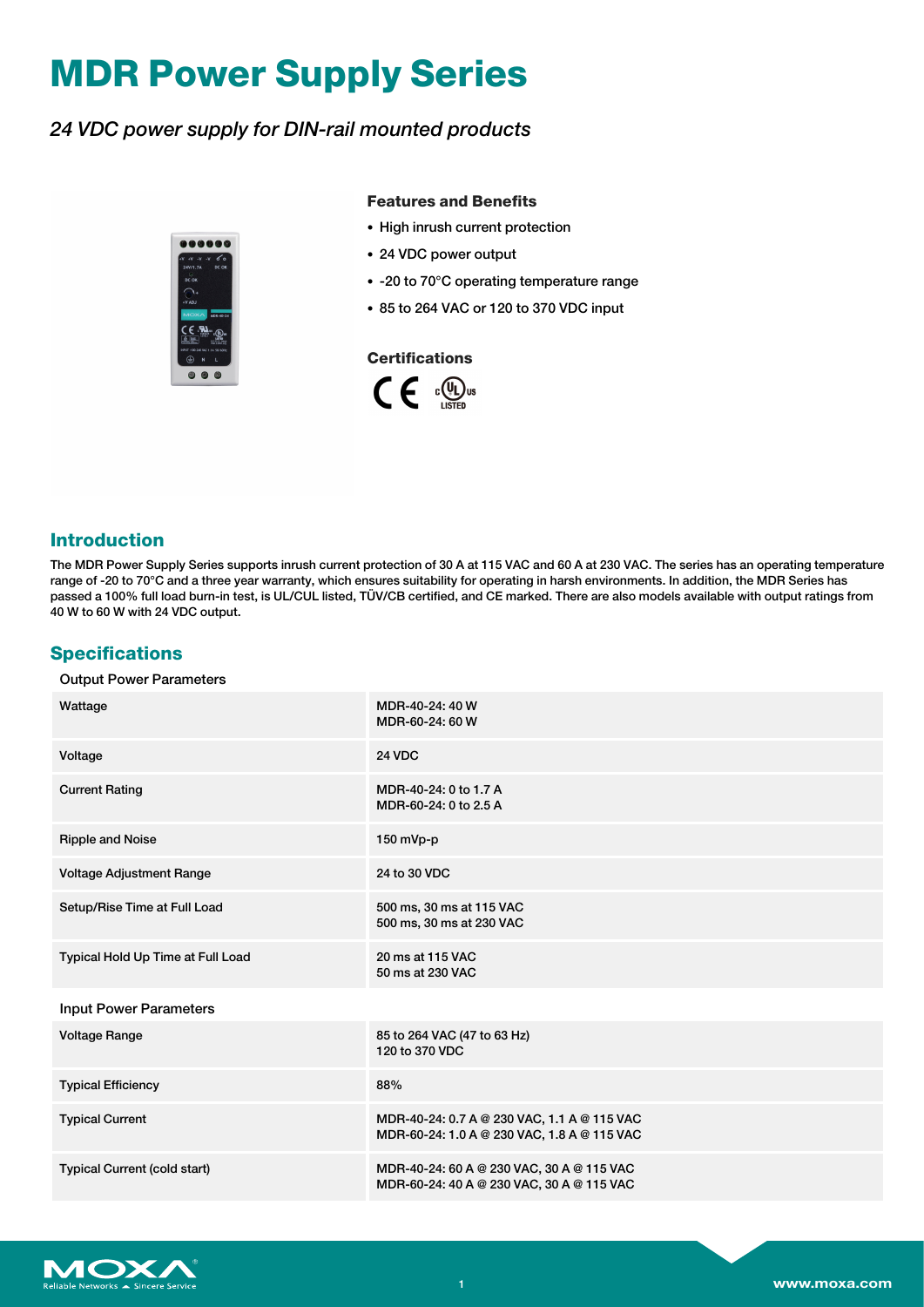# MDR Power Supply Series

*24 VDC power supply for DIN-rail mounted products*

### Features and Benefits

- High inrush current protection
- 24 VDC power output
- -20 to 70°C operating temperature range
- 85 to 264 VAC or 120 to 370 VDC input

### Certifications

## Introduction

The MDR Power Supply Series supports inrush current protection of 30 A at 115 VAC and 60 A at 230 VAC. The series has an operating temperature range of -20 to 70°C and a three year warranty, which ensures suitability for operating in harsh environments. In addition, the MDR Series has passed a 100% full load burn-in test, is UL/CUL listed, TÜV/CB certified, and CE marked. There are also models available with output ratings from 40 W to 60 W with 24 VDC output.

## Specifications

### Output Power Parameters

| | |
|---|---|
| Wattage | MDR-40-24: 40 W<br>MDR-60-24: 60 W |
| Voltage | 24 VDC |
| Current Rating | MDR-40-24: 0 to 1.7 A<br>MDR-60-24: 0 to 2.5 A |
| Ripple and Noise | 150 mVp-p |
| Voltage Adjustment Range | 24 to 30 VDC |
| Setup/Rise Time at Full Load | 500 ms, 30 ms at 115 VAC<br>500 ms, 30 ms at 230 VAC |
| Typical Hold Up Time at Full Load | 20 ms at 115 VAC<br>50 ms at 230 VAC |

### Input Power Parameters

| | |
|---|---|
| Voltage Range | 85 to 264 VAC (47 to 63 Hz)<br>120 to 370 VDC |
| Typical Efficiency | 88% |
| Typical Current | MDR-40-24: 0.7 A @ 230 VAC, 1.1 A @ 115 VAC<br>MDR-60-24: 1.0 A @ 230 VAC, 1.8 A @ 115 VAC |
| Typical Current (cold start) | MDR-40-24: 60 A @ 230 VAC, 30 A @ 115 VAC<br>MDR-60-24: 40 A @ 230 VAC, 30 A @ 115 VAC |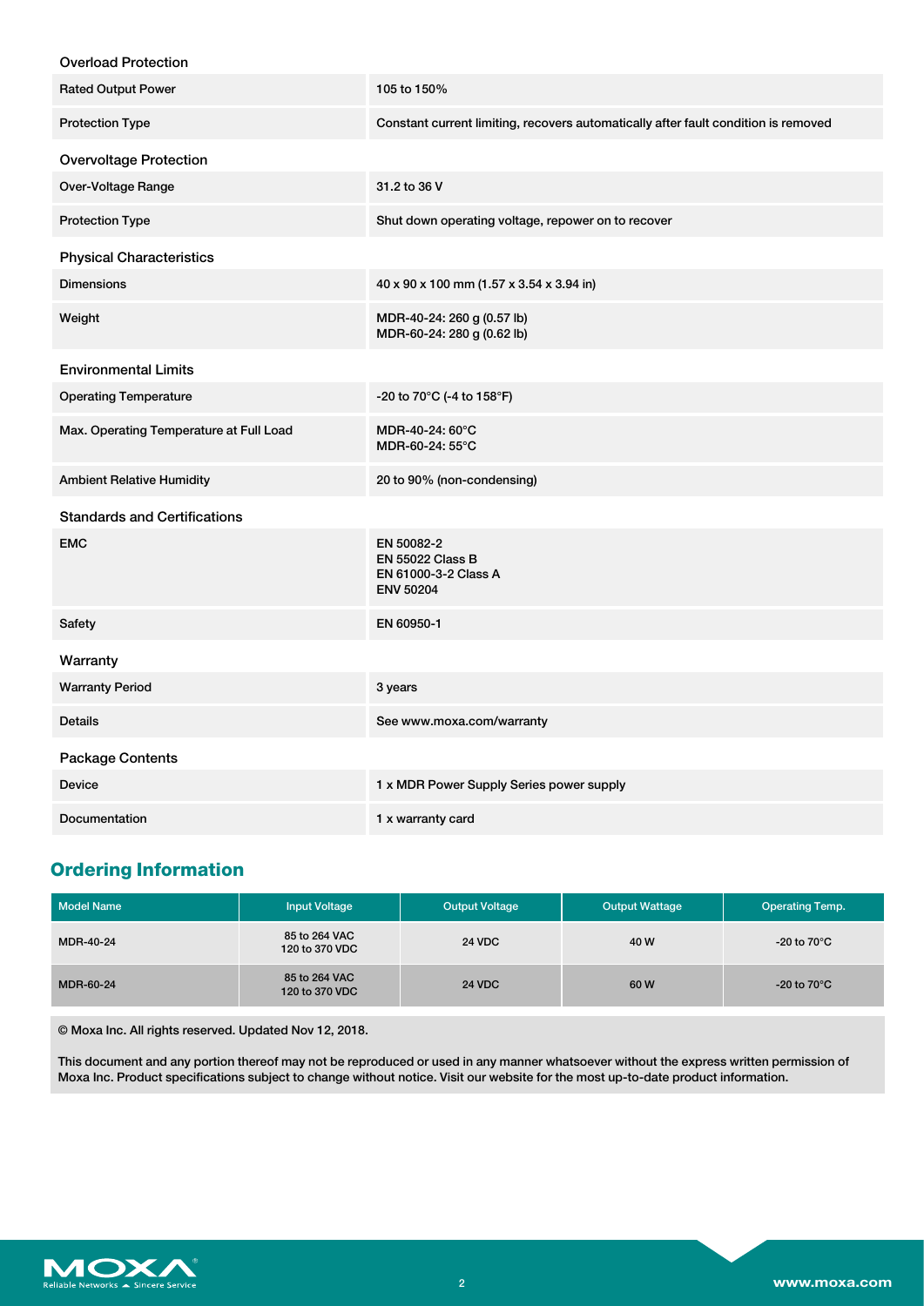### Overload Protection

| | |
|---|---|
| Rated Output Power | 105 to 150% |
| Protection Type | Constant current limiting, recovers automatically after fault condition is removed |

### Overvoltage Protection

| | |
|---|---|
| Over-Voltage Range | 31.2 to 36 V |
| Protection Type | Shut down operating voltage, repower on to recover |

### Physical Characteristics

| | |
|---|---|
| Dimensions | 40 x 90 x 100 mm (1.57 x 3.54 x 3.94 in) |
| Weight | MDR-40-24: 260 g (0.57 lb)<br>MDR-60-24: 280 g (0.62 lb) |

### Environmental Limits

| | |
|---|---|
| Operating Temperature | -20 to 70°C (-4 to 158°F) |
| Max. Operating Temperature at Full Load | MDR-40-24: 60°C<br>MDR-60-24: 55°C |
| Ambient Relative Humidity | 20 to 90% (non-condensing) |

### Standards and Certifications

| | |
|---|---|
| EMC | EN 50082-2<br>EN 55022 Class B<br>EN 61000-3-2 Class A<br>ENV 50204 |
| Safety | EN 60950-1 |

### Warranty

| | |
|---|---|
| Warranty Period | 3 years |
| Details | See www.moxa.com/warranty |

### Package Contents

| | |
|---|---|
| Device | 1 x MDR Power Supply Series power supply |
| Documentation | 1 x warranty card |

## Ordering Information

| Model Name | Input Voltage | Output Voltage | Output Wattage | Operating Temp. |
|---|---|---|---|---|
| MDR-40-24 | 85 to 264 VAC<br>120 to 370 VDC | 24 VDC | 40 W | -20 to 70°C |
| MDR-60-24 | 85 to 264 VAC<br>120 to 370 VDC | 24 VDC | 60 W | -20 to 70°C |

© Moxa Inc. All rights reserved. Updated Nov 12, 2018.

This document and any portion thereof may not be reproduced or used in any manner whatsoever without the express written permission of Moxa Inc. Product specifications subject to change without notice. Visit our website for the most up-to-date product information.